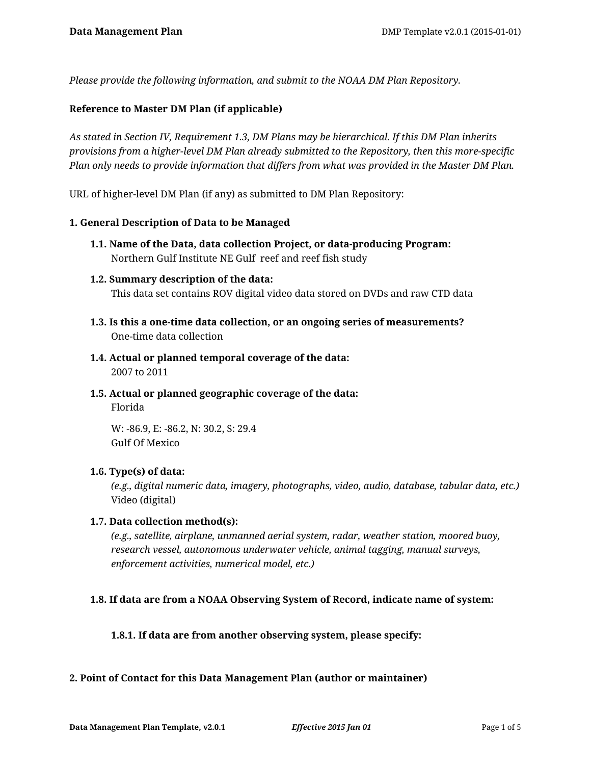*Please provide the following information, and submit to the NOAA DM Plan Repository.*

**Reference to Master DM Plan (if applicable)**

*As stated in Section IV, Requirement 1.3, DM Plans may be hierarchical. If this DM Plan inherits provisions from a higher-level DM Plan already submitted to the Repository, then this more-specific Plan only needs to provide information that differs from what was provided in the Master DM Plan.*

URL of higher-level DM Plan (if any) as submitted to DM Plan Repository:

## 1. General Description of Data to be Managed

### 1.1. Name of the Data, data collection Project, or data-producing Program:

Northern Gulf Institute NE Gulf reef and reef fish study

### 1.2. Summary description of the data:

This data set contains ROV digital video data stored on DVDs and raw CTD data

### 1.3. Is this a one-time data collection, or an ongoing series of measurements?

One-time data collection

### 1.4. Actual or planned temporal coverage of the data:

2007 to 2011

### 1.5. Actual or planned geographic coverage of the data:

Florida

W: -86.9, E: -86.2, N: 30.2, S: 29.4
Gulf Of Mexico

### 1.6. Type(s) of data:

*(e.g., digital numeric data, imagery, photographs, video, audio, database, tabular data, etc.)*
Video (digital)

### 1.7. Data collection method(s):

*(e.g., satellite, airplane, unmanned aerial system, radar, weather station, moored buoy, research vessel, autonomous underwater vehicle, animal tagging, manual surveys, enforcement activities, numerical model, etc.)*

### 1.8. If data are from a NOAA Observing System of Record, indicate name of system:

#### 1.8.1. If data are from another observing system, please specify:

## 2. Point of Contact for this Data Management Plan (author or maintainer)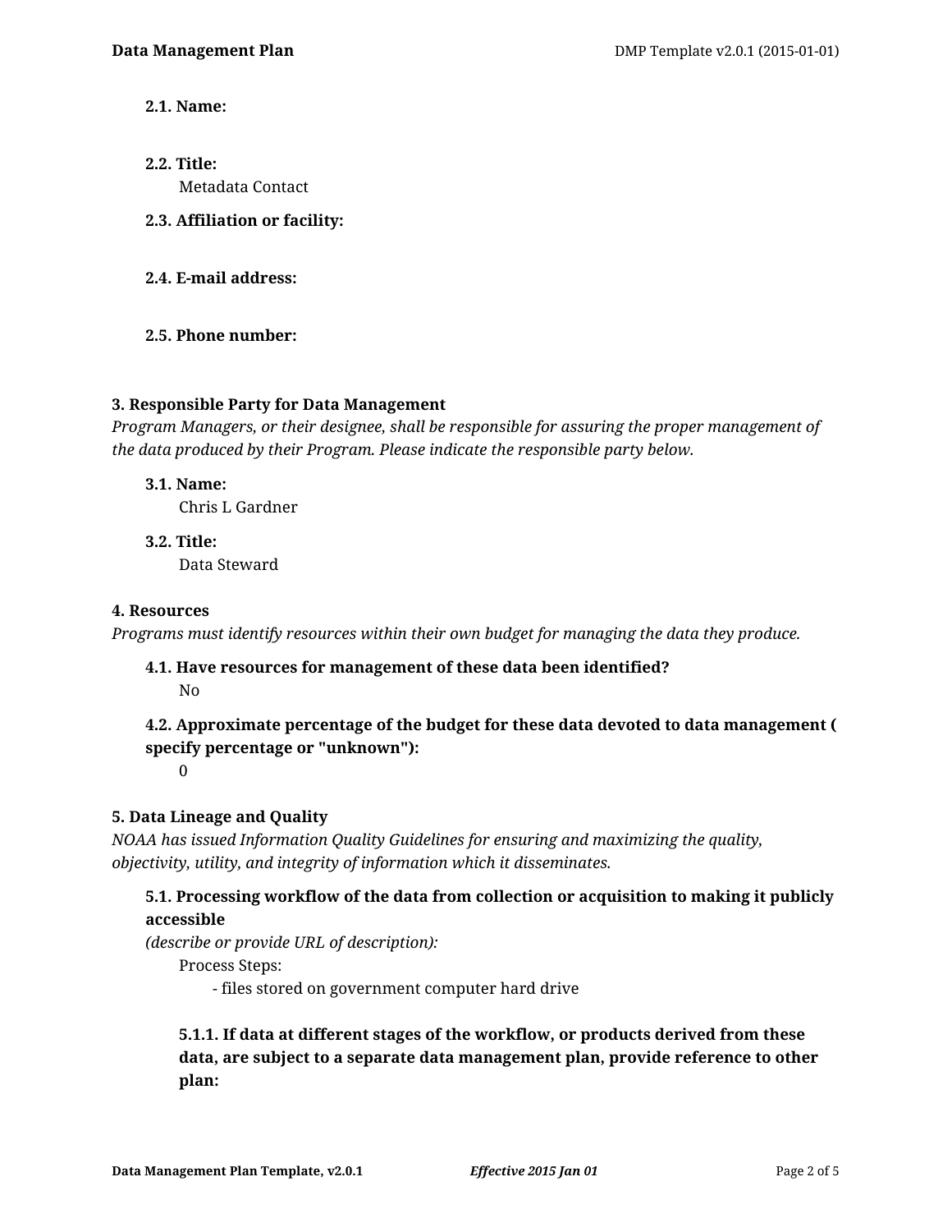**2.1. Name:**

**2.2. Title:**

Metadata Contact

**2.3. Affiliation or facility:**

**2.4. E-mail address:**

**2.5. Phone number:**

### 3. Responsible Party for Data Management

*Program Managers, or their designee, shall be responsible for assuring the proper management of the data produced by their Program. Please indicate the responsible party below.*

**3.1. Name:**

Chris L Gardner

**3.2. Title:**

Data Steward

### 4. Resources

*Programs must identify resources within their own budget for managing the data they produce.*

**4.1. Have resources for management of these data been identified?**

No

**4.2. Approximate percentage of the budget for these data devoted to data management ( specify percentage or "unknown"):**

0

### 5. Data Lineage and Quality

*NOAA has issued Information Quality Guidelines for ensuring and maximizing the quality, objectivity, utility, and integrity of information which it disseminates.*

**5.1. Processing workflow of the data from collection or acquisition to making it publicly accessible**
*(describe or provide URL of description):*

Process Steps:

- files stored on government computer hard drive

**5.1.1. If data at different stages of the workflow, or products derived from these data, are subject to a separate data management plan, provide reference to other plan:**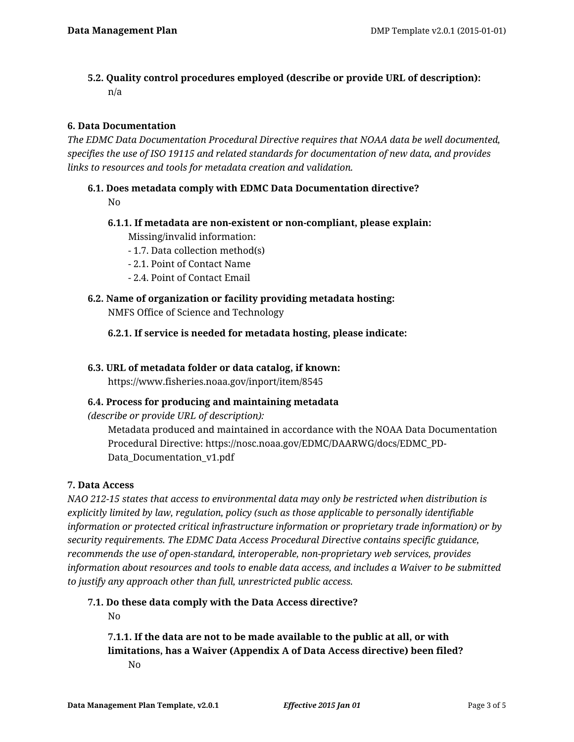### 5.2. Quality control procedures employed (describe or provide URL of description):

n/a

## 6. Data Documentation

*The EDMC Data Documentation Procedural Directive requires that NOAA data be well documented, specifies the use of ISO 19115 and related standards for documentation of new data, and provides links to resources and tools for metadata creation and validation.*

### 6.1. Does metadata comply with EDMC Data Documentation directive?

No

#### 6.1.1. If metadata are non-existent or non-compliant, please explain:

Missing/invalid information:
- 1.7. Data collection method(s)
- 2.1. Point of Contact Name
- 2.4. Point of Contact Email

### 6.2. Name of organization or facility providing metadata hosting:

NMFS Office of Science and Technology

#### 6.2.1. If service is needed for metadata hosting, please indicate:

### 6.3. URL of metadata folder or data catalog, if known:

https://www.fisheries.noaa.gov/inport/item/8545

### 6.4. Process for producing and maintaining metadata

*(describe or provide URL of description):*

Metadata produced and maintained in accordance with the NOAA Data Documentation Procedural Directive: https://nosc.noaa.gov/EDMC/DAARWG/docs/EDMC_PD-Data_Documentation_v1.pdf

## 7. Data Access

*NAO 212-15 states that access to environmental data may only be restricted when distribution is explicitly limited by law, regulation, policy (such as those applicable to personally identifiable information or protected critical infrastructure information or proprietary trade information) or by security requirements. The EDMC Data Access Procedural Directive contains specific guidance, recommends the use of open-standard, interoperable, non-proprietary web services, provides information about resources and tools to enable data access, and includes a Waiver to be submitted to justify any approach other than full, unrestricted public access.*

### 7.1. Do these data comply with the Data Access directive?

No

#### 7.1.1. If the data are not to be made available to the public at all, or with limitations, has a Waiver (Appendix A of Data Access directive) been filed?

No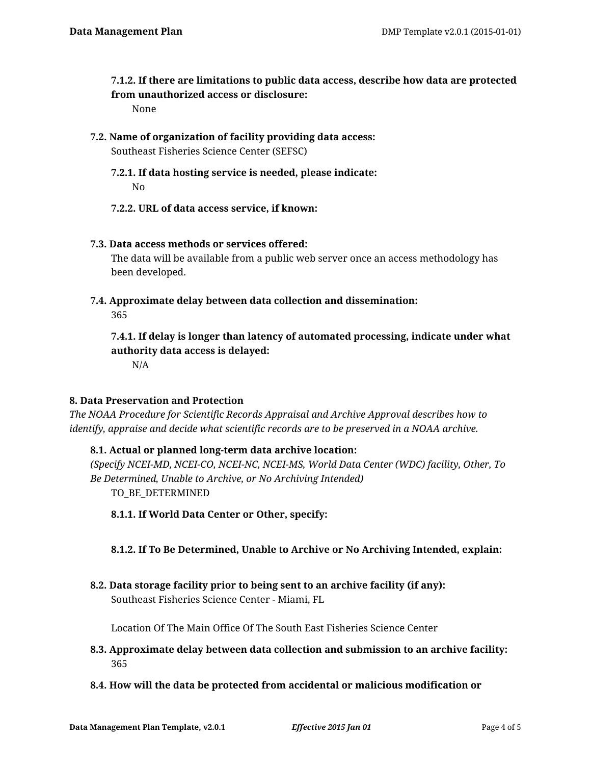#### 7.1.2. If there are limitations to public data access, describe how data are protected from unauthorized access or disclosure:

None

### 7.2. Name of organization of facility providing data access:

Southeast Fisheries Science Center (SEFSC)

#### 7.2.1. If data hosting service is needed, please indicate:

No

#### 7.2.2. URL of data access service, if known:

### 7.3. Data access methods or services offered:

The data will be available from a public web server once an access methodology has been developed.

### 7.4. Approximate delay between data collection and dissemination:

365

#### 7.4.1. If delay is longer than latency of automated processing, indicate under what authority data access is delayed:

N/A

## 8. Data Preservation and Protection

*The NOAA Procedure for Scientific Records Appraisal and Archive Approval describes how to identify, appraise and decide what scientific records are to be preserved in a NOAA archive.*

### 8.1. Actual or planned long-term data archive location:

*(Specify NCEI-MD, NCEI-CO, NCEI-NC, NCEI-MS, World Data Center (WDC) facility, Other, To Be Determined, Unable to Archive, or No Archiving Intended)*

TO_BE_DETERMINED

#### 8.1.1. If World Data Center or Other, specify:

#### 8.1.2. If To Be Determined, Unable to Archive or No Archiving Intended, explain:

### 8.2. Data storage facility prior to being sent to an archive facility (if any):

Southeast Fisheries Science Center - Miami, FL

Location Of The Main Office Of The South East Fisheries Science Center

### 8.3. Approximate delay between data collection and submission to an archive facility:

365

### 8.4. How will the data be protected from accidental or malicious modification or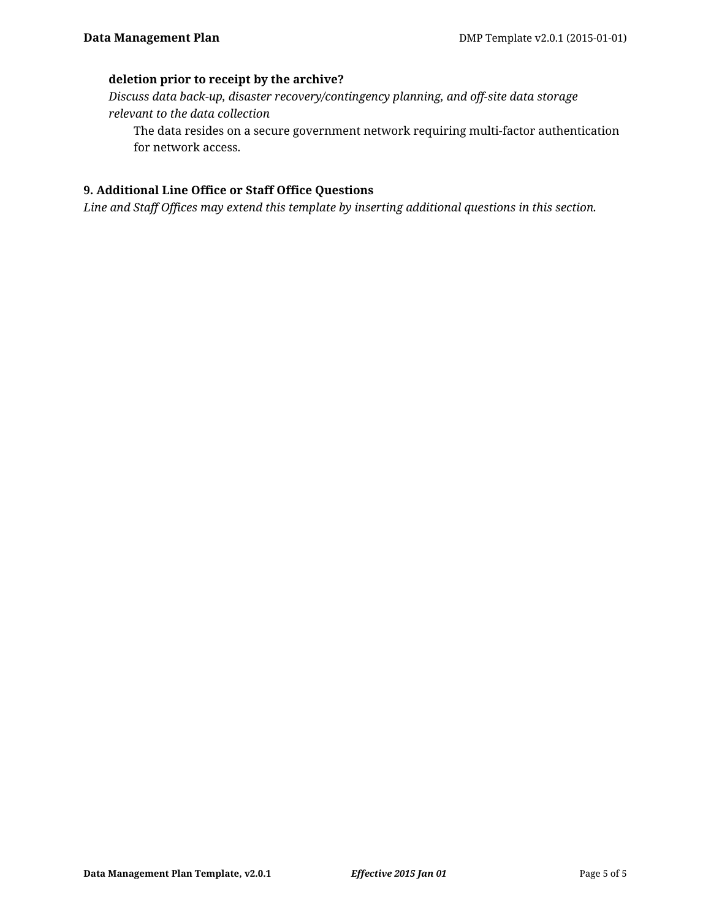**deletion prior to receipt by the archive?**

*Discuss data back-up, disaster recovery/contingency planning, and off-site data storage relevant to the data collection*

The data resides on a secure government network requiring multi-factor authentication for network access.

**9. Additional Line Office or Staff Office Questions**

*Line and Staff Offices may extend this template by inserting additional questions in this section.*